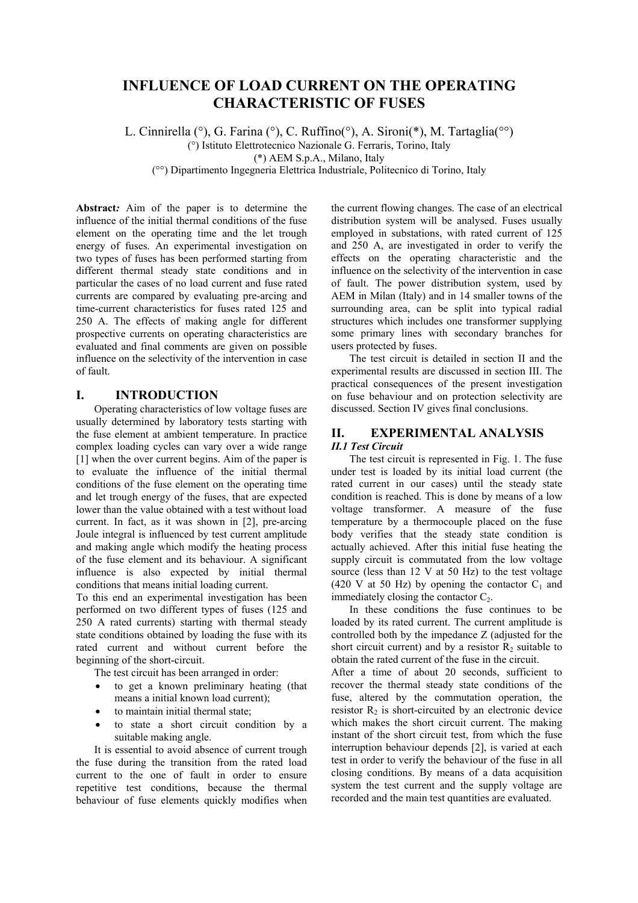# INFLUENCE OF LOAD CURRENT ON THE OPERATING CHARACTERISTIC OF FUSES

L. Cinnirella (°), G. Farina (°), C. Ruffino(°), A. Sironi(*), M. Tartaglia(°°)

(°) Istituto Elettrotecnico Nazionale G. Ferraris, Torino, Italy

(*) AEM S.p.A., Milano, Italy

(°°) Dipartimento Ingegneria Elettrica Industriale, Politecnico di Torino, Italy

**Abstract*:*** Aim of the paper is to determine the influence of the initial thermal conditions of the fuse element on the operating time and the let trough energy of fuses. An experimental investigation on two types of fuses has been performed starting from different thermal steady state conditions and in particular the cases of no load current and fuse rated currents are compared by evaluating pre-arcing and time-current characteristics for fuses rated 125 and 250 A. The effects of making angle for different prospective currents on operating characteristics are evaluated and final comments are given on possible influence on the selectivity of the intervention in case of fault.

## I. INTRODUCTION

Operating characteristics of low voltage fuses are usually determined by laboratory tests starting with the fuse element at ambient temperature. In practice complex loading cycles can vary over a wide range [1] when the over current begins. Aim of the paper is to evaluate the influence of the initial thermal conditions of the fuse element on the operating time and let trough energy of the fuses, that are expected lower than the value obtained with a test without load current. In fact, as it was shown in [2], pre-arcing Joule integral is influenced by test current amplitude and making angle which modify the heating process of the fuse element and its behaviour. A significant influence is also expected by initial thermal conditions that means initial loading current.

To this end an experimental investigation has been performed on two different types of fuses (125 and 250 A rated currents) starting with thermal steady state conditions obtained by loading the fuse with its rated current and without current before the beginning of the short-circuit.

The test circuit has been arranged in order:

- to get a known preliminary heating (that means a initial known load current);
- to maintain initial thermal state;
- to state a short circuit condition by a suitable making angle.

It is essential to avoid absence of current trough the fuse during the transition from the rated load current to the one of fault in order to ensure repetitive test conditions, because the thermal behaviour of fuse elements quickly modifies when the current flowing changes. The case of an electrical distribution system will be analysed. Fuses usually employed in substations, with rated current of 125 and 250 A, are investigated in order to verify the effects on the operating characteristic and the influence on the selectivity of the intervention in case of fault. The power distribution system, used by AEM in Milan (Italy) and in 14 smaller towns of the surrounding area, can be split into typical radial structures which includes one transformer supplying some primary lines with secondary branches for users protected by fuses.

The test circuit is detailed in section II and the experimental results are discussed in section III. The practical consequences of the present investigation on fuse behaviour and on protection selectivity are discussed. Section IV gives final conclusions.

## II. EXPERIMENTAL ANALYSIS

### *II.1 Test Circuit*

The test circuit is represented in Fig. 1. The fuse under test is loaded by its initial load current (the rated current in our cases) until the steady state condition is reached. This is done by means of a low voltage transformer. A measure of the fuse temperature by a thermocouple placed on the fuse body verifies that the steady state condition is actually achieved. After this initial fuse heating the supply circuit is commutated from the low voltage source (less than 12 V at 50 Hz) to the test voltage (420 V at 50 Hz) by opening the contactor $C_1$ and immediately closing the contactor $C_2$.

In these conditions the fuse continues to be loaded by its rated current. The current amplitude is controlled both by the impedance Z (adjusted for the short circuit current) and by a resistor $R_2$ suitable to obtain the rated current of the fuse in the circuit.

After a time of about 20 seconds, sufficient to recover the thermal steady state conditions of the fuse, altered by the commutation operation, the resistor $R_2$ is short-circuited by an electronic device which makes the short circuit current. The making instant of the short circuit test, from which the fuse interruption behaviour depends [2], is varied at each test in order to verify the behaviour of the fuse in all closing conditions. By means of a data acquisition system the test current and the supply voltage are recorded and the main test quantities are evaluated.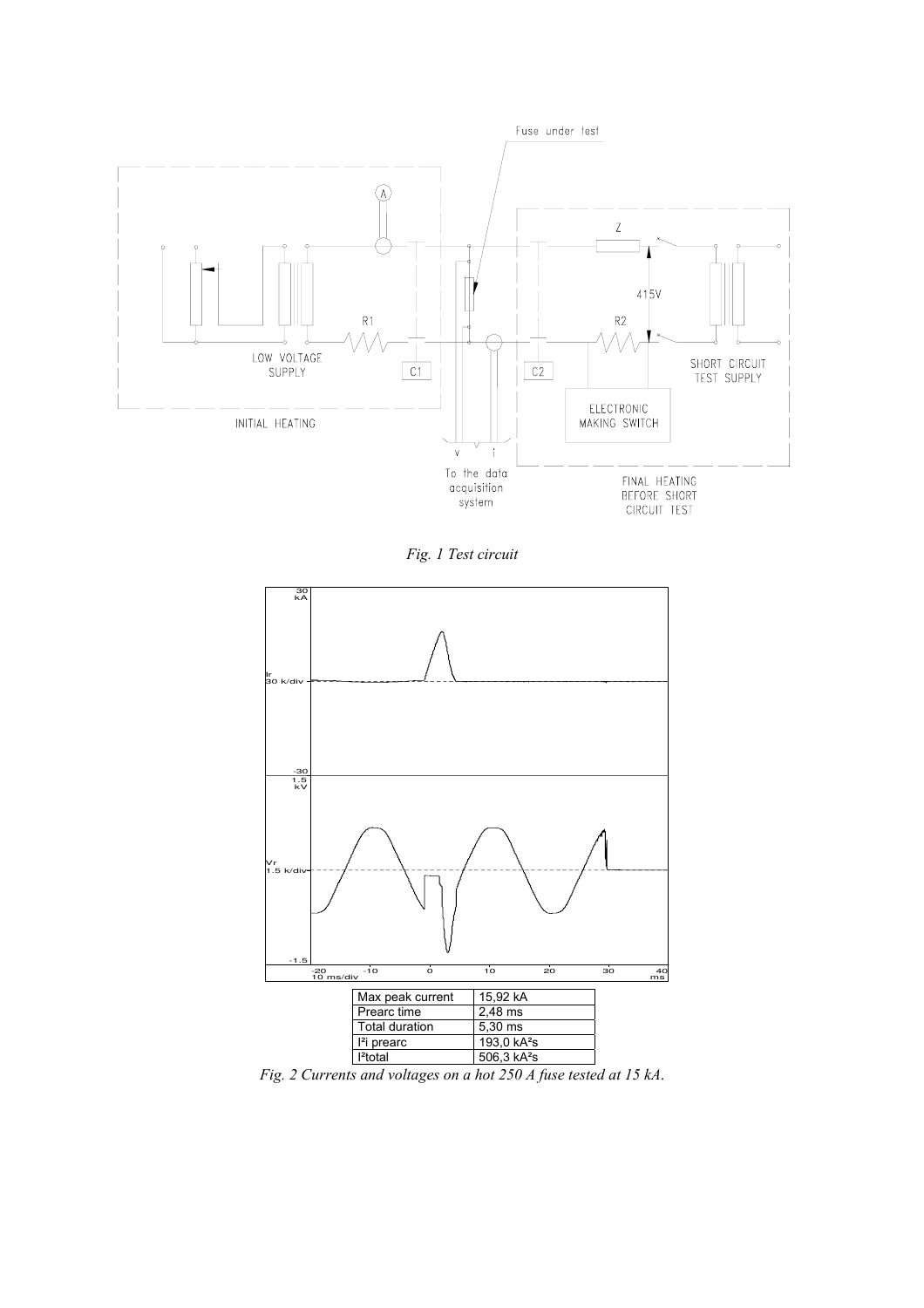*Fig. 1 Test circuit*

| Max peak current | 15,92 kA |
|---|---|
| Prearc time | 2,48 ms |
| Total duration | 5,30 ms |
| $I^2$i prearc | 193,0 $kA^2s$ |
| $I^2$total | 506,3 $kA^2s$ |

*Fig. 2 Currents and voltages on a hot 250 A fuse tested at 15 kA.*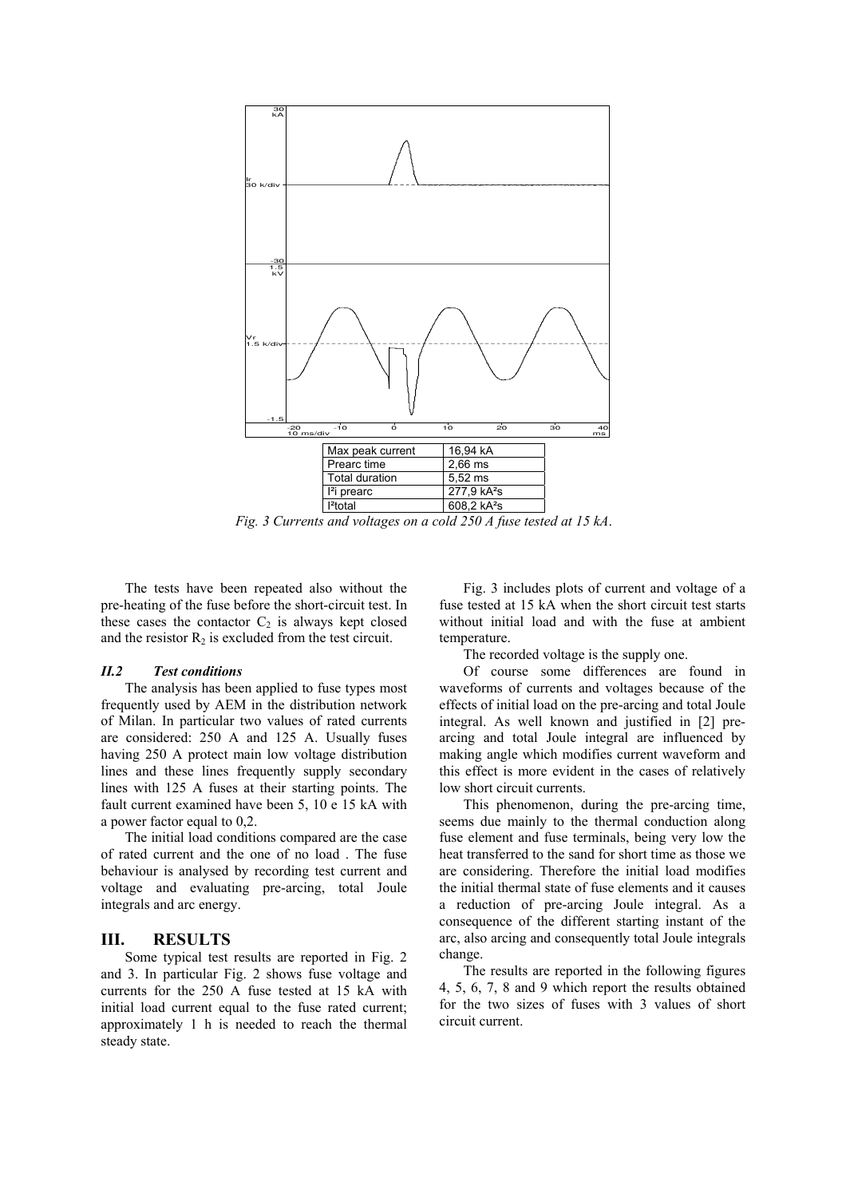| Max peak current | 16,94 kA |
|---|---|
| Prearc time | 2,66 ms |
| Total duration | 5,52 ms |
| $I^2$i prearc | 277,9 kA²s |
| $I^2$total | 608,2 kA²s |

*Fig. 3 Currents and voltages on a cold 250 A fuse tested at 15 kA.*

The tests have been repeated also without the pre-heating of the fuse before the short-circuit test. In these cases the contactor $C_2$ is always kept closed and the resistor $R_2$ is excluded from the test circuit.

### *II.2 Test conditions*

The analysis has been applied to fuse types most frequently used by AEM in the distribution network of Milan. In particular two values of rated currents are considered: 250 A and 125 A. Usually fuses having 250 A protect main low voltage distribution lines and these lines frequently supply secondary lines with 125 A fuses at their starting points. The fault current examined have been 5, 10 e 15 kA with a power factor equal to 0,2.

The initial load conditions compared are the case of rated current and the one of no load . The fuse behaviour is analysed by recording test current and voltage and evaluating pre-arcing, total Joule integrals and arc energy.

## III. RESULTS

Some typical test results are reported in Fig. 2 and 3. In particular Fig. 2 shows fuse voltage and currents for the 250 A fuse tested at 15 kA with initial load current equal to the fuse rated current; approximately 1 h is needed to reach the thermal steady state.

Fig. 3 includes plots of current and voltage of a fuse tested at 15 kA when the short circuit test starts without initial load and with the fuse at ambient temperature.

The recorded voltage is the supply one.

Of course some differences are found in waveforms of currents and voltages because of the effects of initial load on the pre-arcing and total Joule integral. As well known and justified in [2] pre-arcing and total Joule integral are influenced by making angle which modifies current waveform and this effect is more evident in the cases of relatively low short circuit currents.

This phenomenon, during the pre-arcing time, seems due mainly to the thermal conduction along fuse element and fuse terminals, being very low the heat transferred to the sand for short time as those we are considering. Therefore the initial load modifies the initial thermal state of fuse elements and it causes a reduction of pre-arcing Joule integral. As a consequence of the different starting instant of the arc, also arcing and consequently total Joule integrals change.

The results are reported in the following figures 4, 5, 6, 7, 8 and 9 which report the results obtained for the two sizes of fuses with 3 values of short circuit current.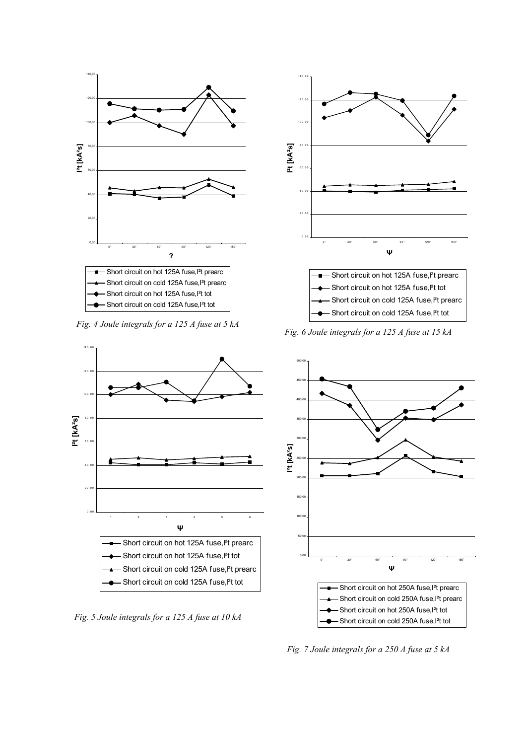*Fig. 4 Joule integrals for a 125 A fuse at 5 kA*

*Fig. 5 Joule integrals for a 125 A fuse at 10 kA*

*Fig. 6 Joule integrals for a 125 A fuse at 15 kA*

*Fig. 7 Joule integrals for a 250 A fuse at 5 kA*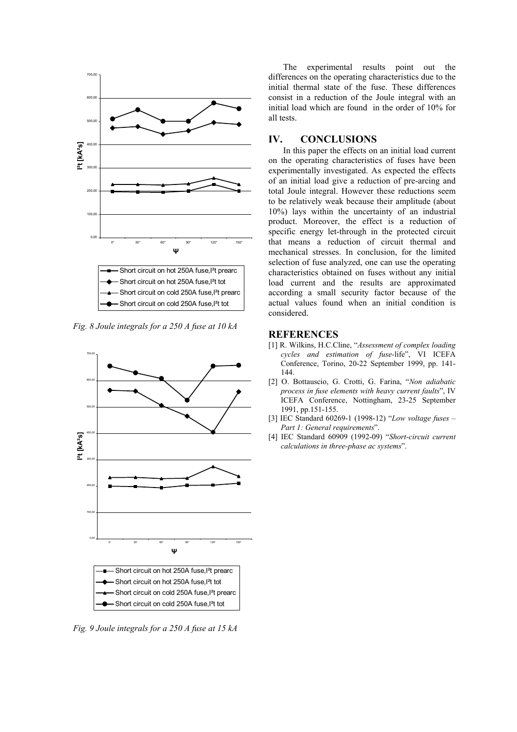700,00

600,00

500,00

400,00

300,00

200,00

100,00

0,00

I²t [kA²s]

0° 30° 60° 90° 120° 150°

Ψ

Short circuit on hot 250A fuse,I²t prearc

Short circuit on hot 250A fuse,I²t tot

Short circuit on cold 250A fuse,I²t prearc

Short circuit on cold 250A fuse,I²t tot

*Fig. 8 Joule integrals for a 250 A fuse at 10 kA*

700,00

600,00

500,00

400,00

300,00

200,00

100,00

0,00

I²t [kA²s]

0° 30° 60° 90° 120° 150°

Ψ

Short circuit on hot 250A fuse,I²t prearc

Short circuit on hot 250A fuse,I²t tot

Short circuit on cold 250A fuse,I²t prearc

Short circuit on cold 250A fuse,I²t tot

*Fig. 9 Joule integrals for a 250 A fuse at 15 kA*

The experimental results point out the differences on the operating characteristics due to the initial thermal state of the fuse. These differences consist in a reduction of the Joule integral with an initial load which are found in the order of 10% for all tests.

## IV. CONCLUSIONS

In this paper the effects on an initial load current on the operating characteristics of fuses have been experimentally investigated. As expected the effects of an initial load give a reduction of pre-arcing and total Joule integral. However these reductions seem to be relatively weak because their amplitude (about 10%) lays within the uncertainty of an industrial product. Moreover, the effect is a reduction of specific energy let-through in the protected circuit that means a reduction of circuit thermal and mechanical stresses. In conclusion, for the limited selection of fuse analyzed, one can use the operating characteristics obtained on fuses without any initial load current and the results are approximated according a small security factor because of the actual values found when an initial condition is considered.

## REFERENCES

[1] R. Wilkins, H.C.Cline, "*Assessment of complex loading cycles and estimation of fuse*-life", VI ICEFA Conference, Torino, 20-22 September 1999, pp. 141-144.

[2] O. Bottauscio, G. Crotti, G. Farina, "*Non adiabatic process in fuse elements with heavy current faults*", IV ICEFA Conference, Nottingham, 23-25 September 1991, pp.151-155.

[3] IEC Standard 60269-1 (1998-12) "*Low voltage fuses – Part 1: General requirements*".

[4] IEC Standard 60909 (1992-09) "*Short-circuit current calculations in three-phase ac systems*".